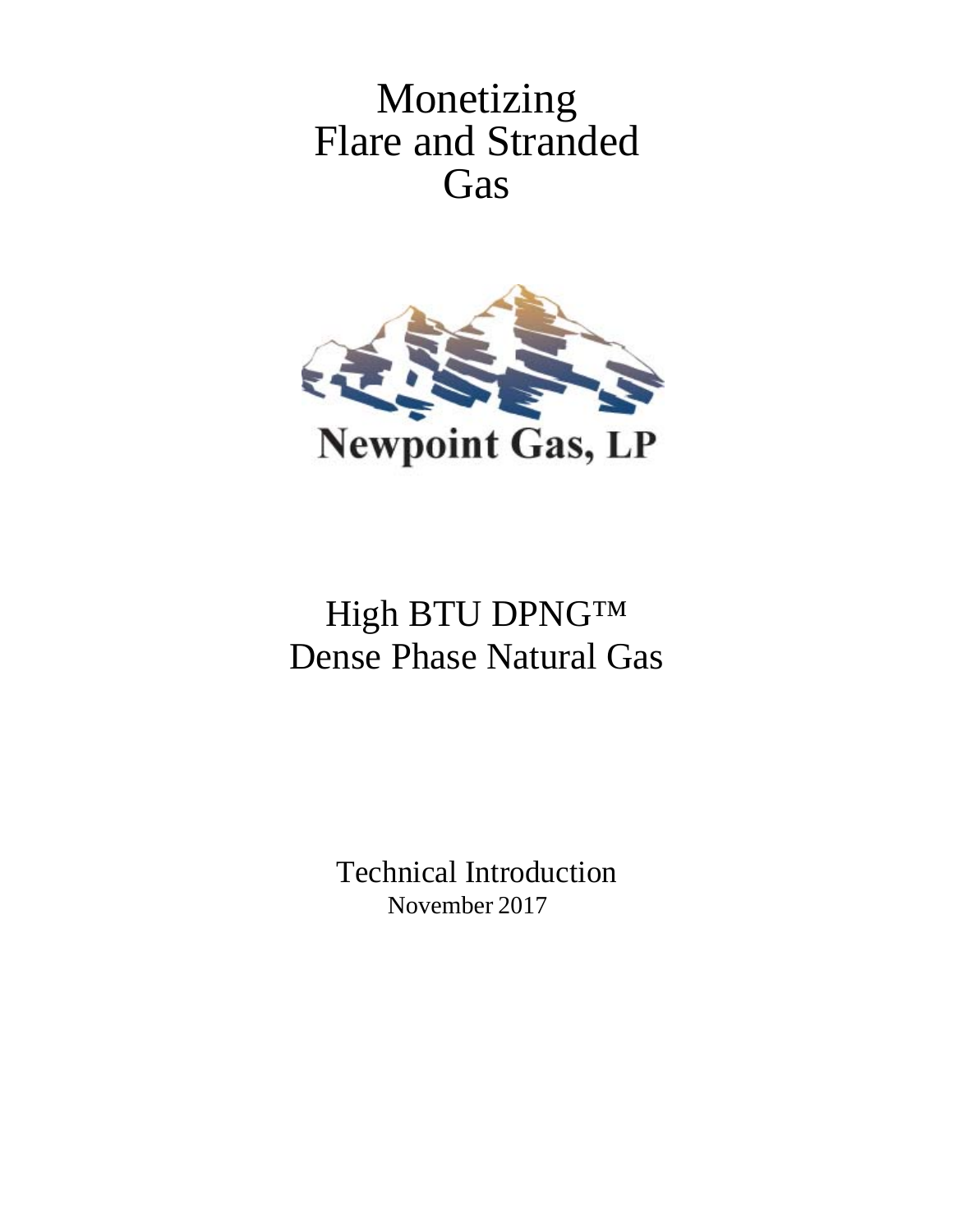# Monetizing Flare and Stranded Gas

**Newpoint Gas, LP**

## High BTU DPNG™ Dense Phase Natural Gas

Technical Introduction

November 2017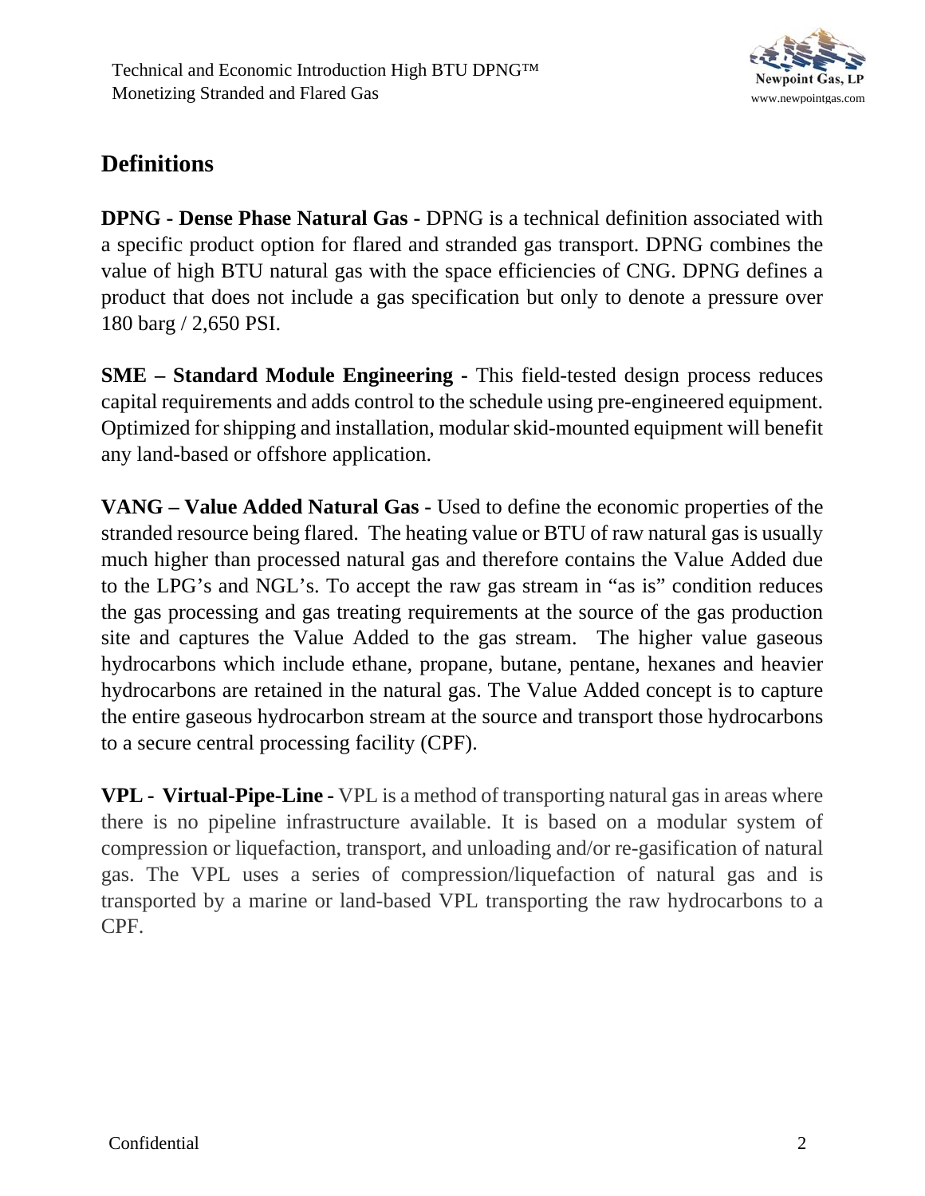## Definitions

**DPNG - Dense Phase Natural Gas** - DPNG is a technical definition associated with a specific product option for flared and stranded gas transport. DPNG combines the value of high BTU natural gas with the space efficiencies of CNG. DPNG defines a product that does not include a gas specification but only to denote a pressure over 180 barg / 2,650 PSI.

**SME – Standard Module Engineering** - This field-tested design process reduces capital requirements and adds control to the schedule using pre-engineered equipment. Optimized for shipping and installation, modular skid-mounted equipment will benefit any land-based or offshore application.

**VANG – Value Added Natural Gas** - Used to define the economic properties of the stranded resource being flared. The heating value or BTU of raw natural gas is usually much higher than processed natural gas and therefore contains the Value Added due to the LPG's and NGL's. To accept the raw gas stream in "as is" condition reduces the gas processing and gas treating requirements at the source of the gas production site and captures the Value Added to the gas stream. The higher value gaseous hydrocarbons which include ethane, propane, butane, pentane, hexanes and heavier hydrocarbons are retained in the natural gas. The Value Added concept is to capture the entire gaseous hydrocarbon stream at the source and transport those hydrocarbons to a secure central processing facility (CPF).

**VPL - Virtual-Pipe-Line** - VPL is a method of transporting natural gas in areas where there is no pipeline infrastructure available. It is based on a modular system of compression or liquefaction, transport, and unloading and/or re-gasification of natural gas. The VPL uses a series of compression/liquefaction of natural gas and is transported by a marine or land-based VPL transporting the raw hydrocarbons to a CPF.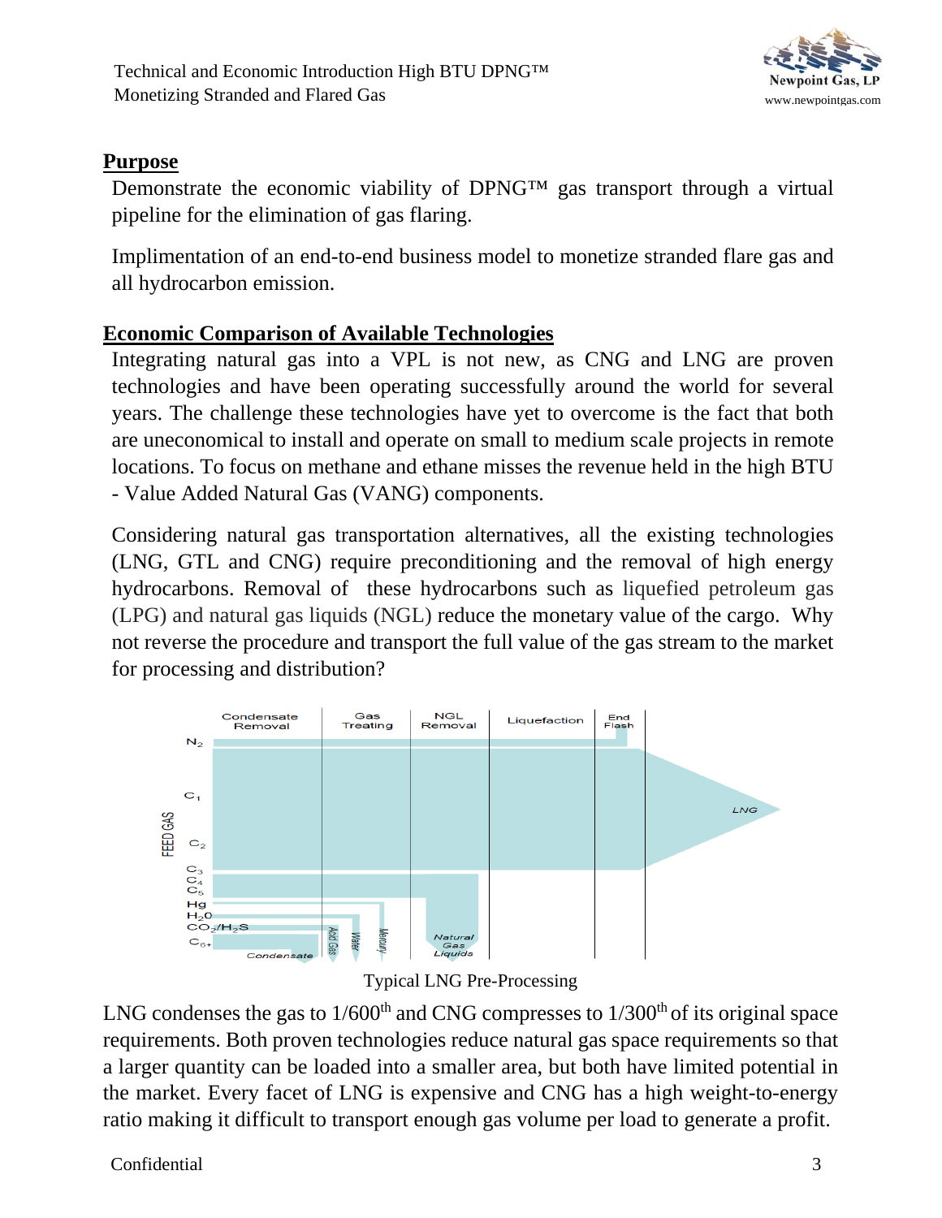## Purpose

Demonstrate the economic viability of DPNG™ gas transport through a virtual pipeline for the elimination of gas flaring.

Implimentation of an end-to-end business model to monetize stranded flare gas and all hydrocarbon emission.

## Economic Comparison of Available Technologies

Integrating natural gas into a VPL is not new, as CNG and LNG are proven technologies and have been operating successfully around the world for several years. The challenge these technologies have yet to overcome is the fact that both are uneconomical to install and operate on small to medium scale projects in remote locations. To focus on methane and ethane misses the revenue held in the high BTU - Value Added Natural Gas (VANG) components.

Considering natural gas transportation alternatives, all the existing technologies (LNG, GTL and CNG) require preconditioning and the removal of high energy hydrocarbons. Removal of these hydrocarbons such as liquefied petroleum gas (LPG) and natural gas liquids (NGL) reduce the monetary value of the cargo. Why not reverse the procedure and transport the full value of the gas stream to the market for processing and distribution?

Typical LNG Pre-Processing

LNG condenses the gas to 1/600th and CNG compresses to 1/300th of its original space requirements. Both proven technologies reduce natural gas space requirements so that a larger quantity can be loaded into a smaller area, but both have limited potential in the market. Every facet of LNG is expensive and CNG has a high weight-to-energy ratio making it difficult to transport enough gas volume per load to generate a profit.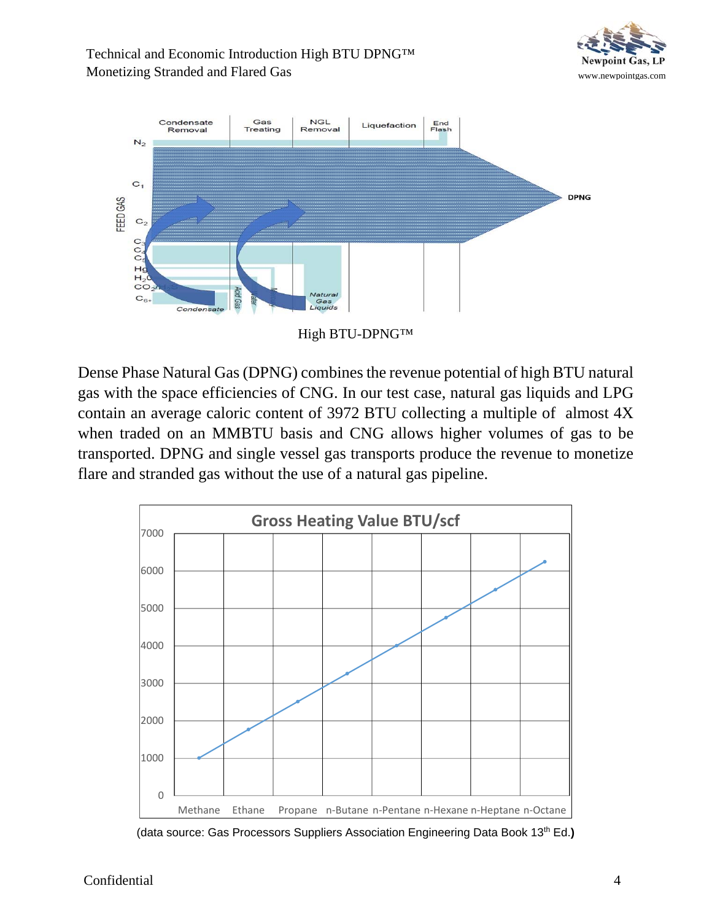High BTU-DPNG™

Dense Phase Natural Gas (DPNG) combines the revenue potential of high BTU natural gas with the space efficiencies of CNG. In our test case, natural gas liquids and LPG contain an average caloric content of 3972 BTU collecting a multiple of almost 4X when traded on an MMBTU basis and CNG allows higher volumes of gas to be transported. DPNG and single vessel gas transports produce the revenue to monetize flare and stranded gas without the use of a natural gas pipeline.

(data source: Gas Processors Suppliers Association Engineering Data Book 13th Ed.)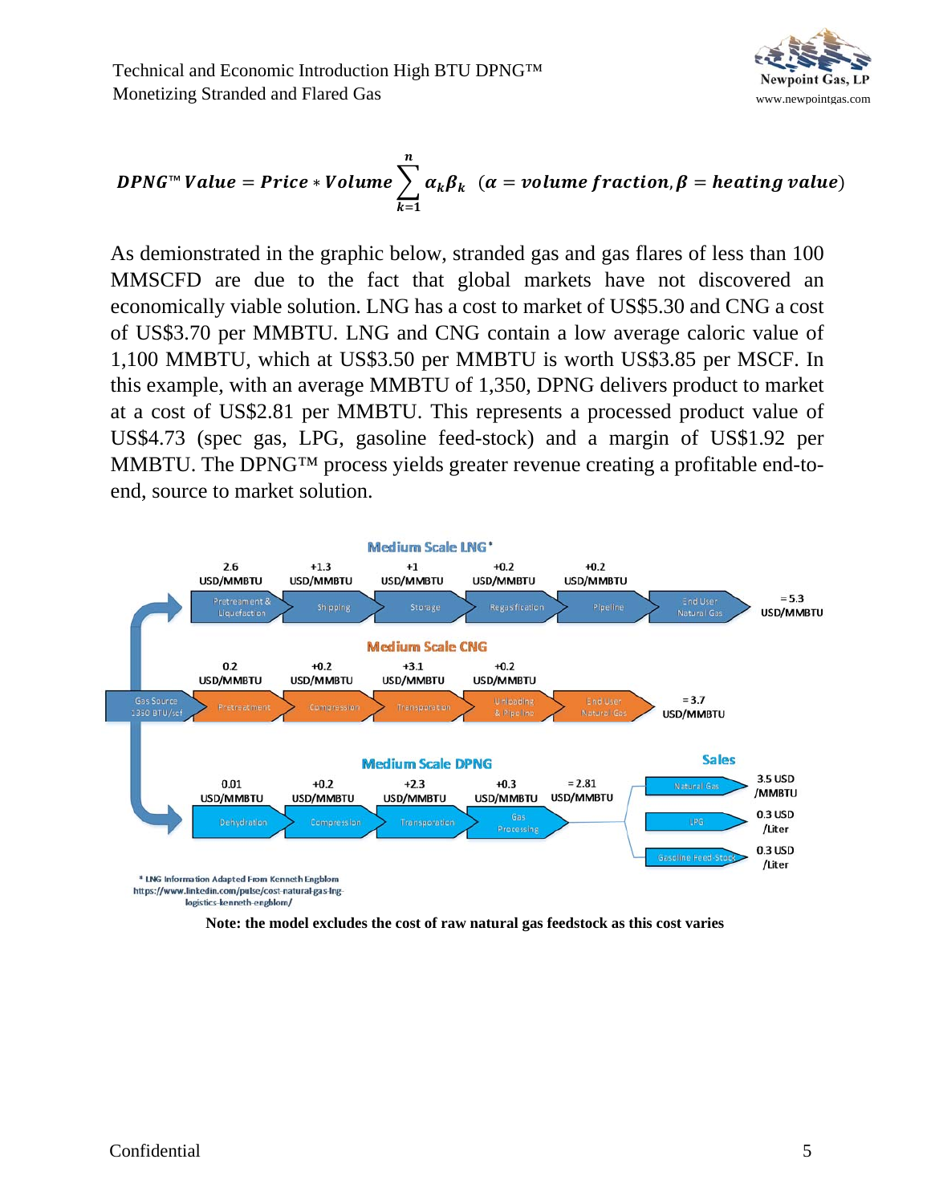$$DPNG^{™}\, Value = Price * Volume \sum_{k=1}^{n} \alpha_k \beta_k \;\; (\alpha = volume\ fraction, \beta = heating\ value)$$

As demionstrated in the graphic below, stranded gas and gas flares of less than 100 MMSCFD are due to the fact that global markets have not discovered an economically viable solution. LNG has a cost to market of US$5.30 and CNG a cost of US$3.70 per MMBTU. LNG and CNG contain a low average caloric value of 1,100 MMBTU, which at US$3.50 per MMBTU is worth US$3.85 per MSCF. In this example, with an average MMBTU of 1,350, DPNG delivers product to market at a cost of US$2.81 per MMBTU. This represents a processed product value of US$4.73 (spec gas, LPG, gasoline feed-stock) and a margin of US$1.92 per MMBTU. The DPNG™ process yields greater revenue creating a profitable end-to-end, source to market solution.

**Medium Scale LNG***

| Pretreatment & Liquefaction | Shipping | Storage | Regasification | Pipeline | End User Natural Gas |
|---|---|---|---|---|---|
| 2.6 USD/MMBTU | +1.3 USD/MMBTU | +1 USD/MMBTU | +0.2 USD/MMBTU | +0.2 USD/MMBTU | = 5.3 USD/MMBTU |

**Medium Scale CNG**

| Gas Source 1350 BTU/scf | Pretreatment | Compression | Transportation | Unloading & Pipe line | End User Natural Gas |
|---|---|---|---|---|---|
| | 0.2 USD/MMBTU | +0.2 USD/MMBTU | +3.1 USD/MMBTU | +0.2 USD/MMBTU | = 3.7 USD/MMBTU |

**Medium Scale DPNG**

| Dehydration | Compression | Transporation | Gas Processing | Total |
|---|---|---|---|---|
| 0.01 USD/MMBTU | +0.2 USD/MMBTU | +2.3 USD/MMBTU | +0.3 USD/MMBTU | = 2.81 USD/MMBTU |

**Sales**

| Product | Price |
|---|---|
| Natural Gas | 3.5 USD /MMBTU |
| LPG | 0.3 USD /Liter |
| Gasoline Feed-Stock | 0.3 USD /Liter |

\* LNG Information Adapted From Kenneth Engblom https://www.linkedin.com/pulse/cost-natural-gas-lng-logistics-kenneth-engblom/

**Note: the model excludes the cost of raw natural gas feedstock as this cost varies**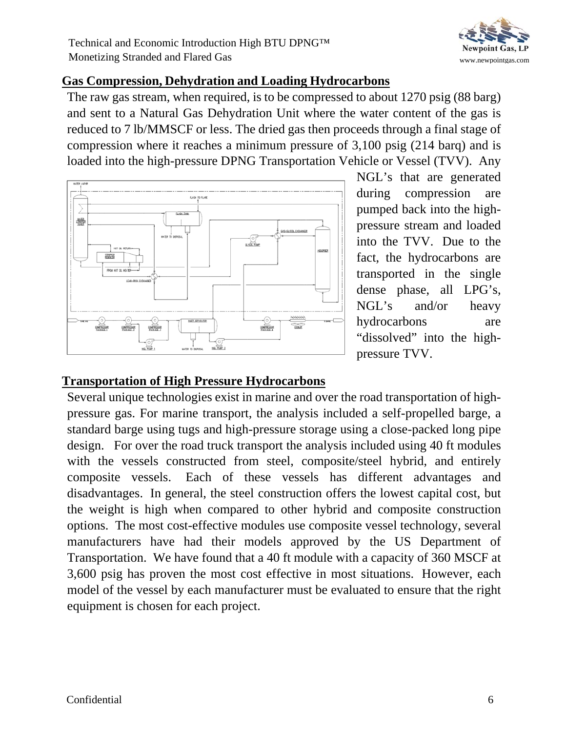## Gas Compression, Dehydration and Loading Hydrocarbons

The raw gas stream, when required, is to be compressed to about 1270 psig (88 barg) and sent to a Natural Gas Dehydration Unit where the water content of the gas is reduced to 7 lb/MMSCF or less. The dried gas then proceeds through a final stage of compression where it reaches a minimum pressure of 3,100 psig (214 barq) and is loaded into the high-pressure DPNG Transportation Vehicle or Vessel (TVV). Any NGL's that are generated during compression are pumped back into the high-pressure stream and loaded into the TVV. Due to the fact, the hydrocarbons are transported in the single dense phase, all LPG's, NGL's and/or heavy hydrocarbons are "dissolved" into the high-pressure TVV.

## Transportation of High Pressure Hydrocarbons

Several unique technologies exist in marine and over the road transportation of high-pressure gas. For marine transport, the analysis included a self-propelled barge, a standard barge using tugs and high-pressure storage using a close-packed long pipe design. For over the road truck transport the analysis included using 40 ft modules with the vessels constructed from steel, composite/steel hybrid, and entirely composite vessels. Each of these vessels has different advantages and disadvantages. In general, the steel construction offers the lowest capital cost, but the weight is high when compared to other hybrid and composite construction options. The most cost-effective modules use composite vessel technology, several manufacturers have had their models approved by the US Department of Transportation. We have found that a 40 ft module with a capacity of 360 MSCF at 3,600 psig has proven the most cost effective in most situations. However, each model of the vessel by each manufacturer must be evaluated to ensure that the right equipment is chosen for each project.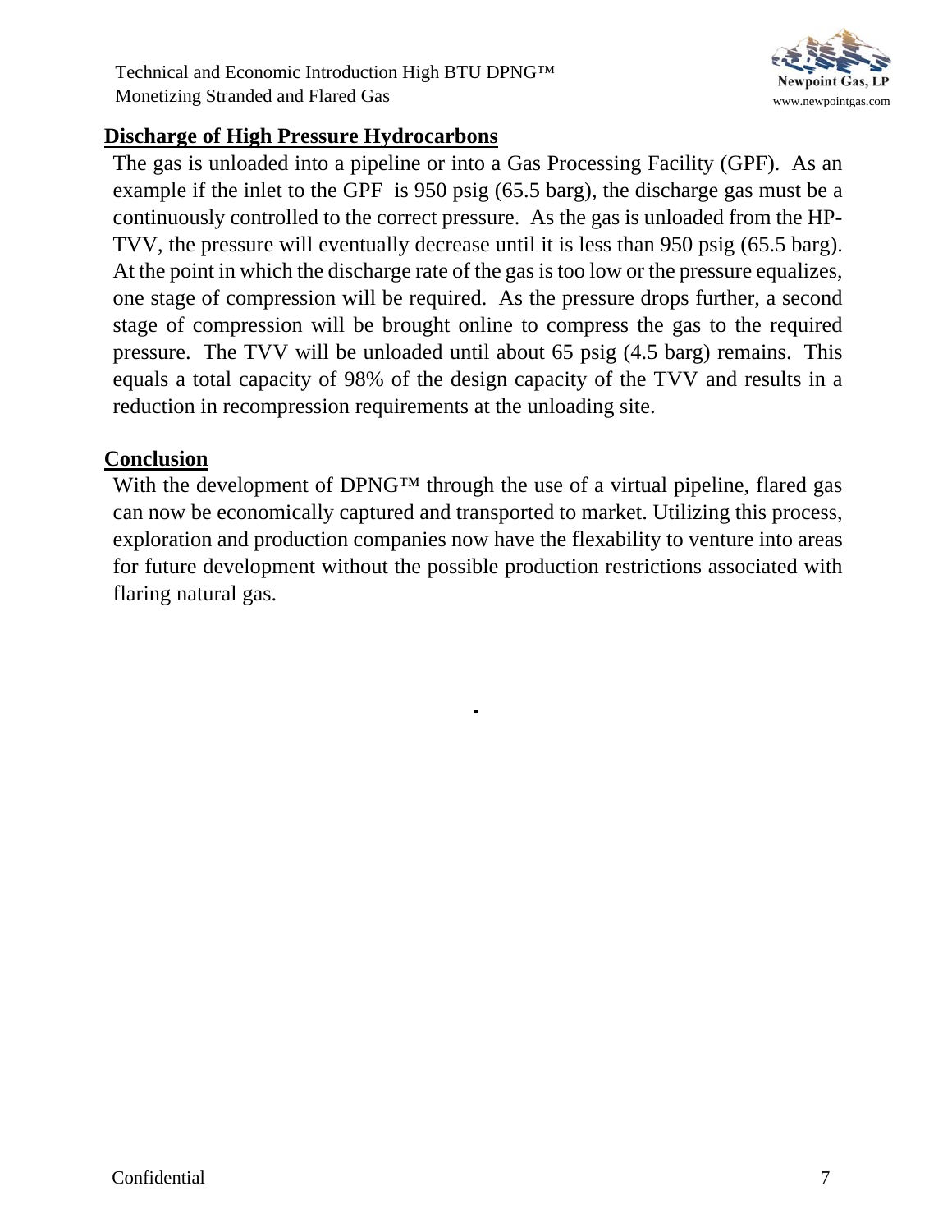## Discharge of High Pressure Hydrocarbons

The gas is unloaded into a pipeline or into a Gas Processing Facility (GPF). As an example if the inlet to the GPF is 950 psig (65.5 barg), the discharge gas must be a continuously controlled to the correct pressure. As the gas is unloaded from the HP-TVV, the pressure will eventually decrease until it is less than 950 psig (65.5 barg). At the point in which the discharge rate of the gas is too low or the pressure equalizes, one stage of compression will be required. As the pressure drops further, a second stage of compression will be brought online to compress the gas to the required pressure. The TVV will be unloaded until about 65 psig (4.5 barg) remains. This equals a total capacity of 98% of the design capacity of the TVV and results in a reduction in recompression requirements at the unloading site.

## Conclusion

With the development of DPNG™ through the use of a virtual pipeline, flared gas can now be economically captured and transported to market. Utilizing this process, exploration and production companies now have the flexability to venture into areas for future development without the possible production restrictions associated with flaring natural gas.